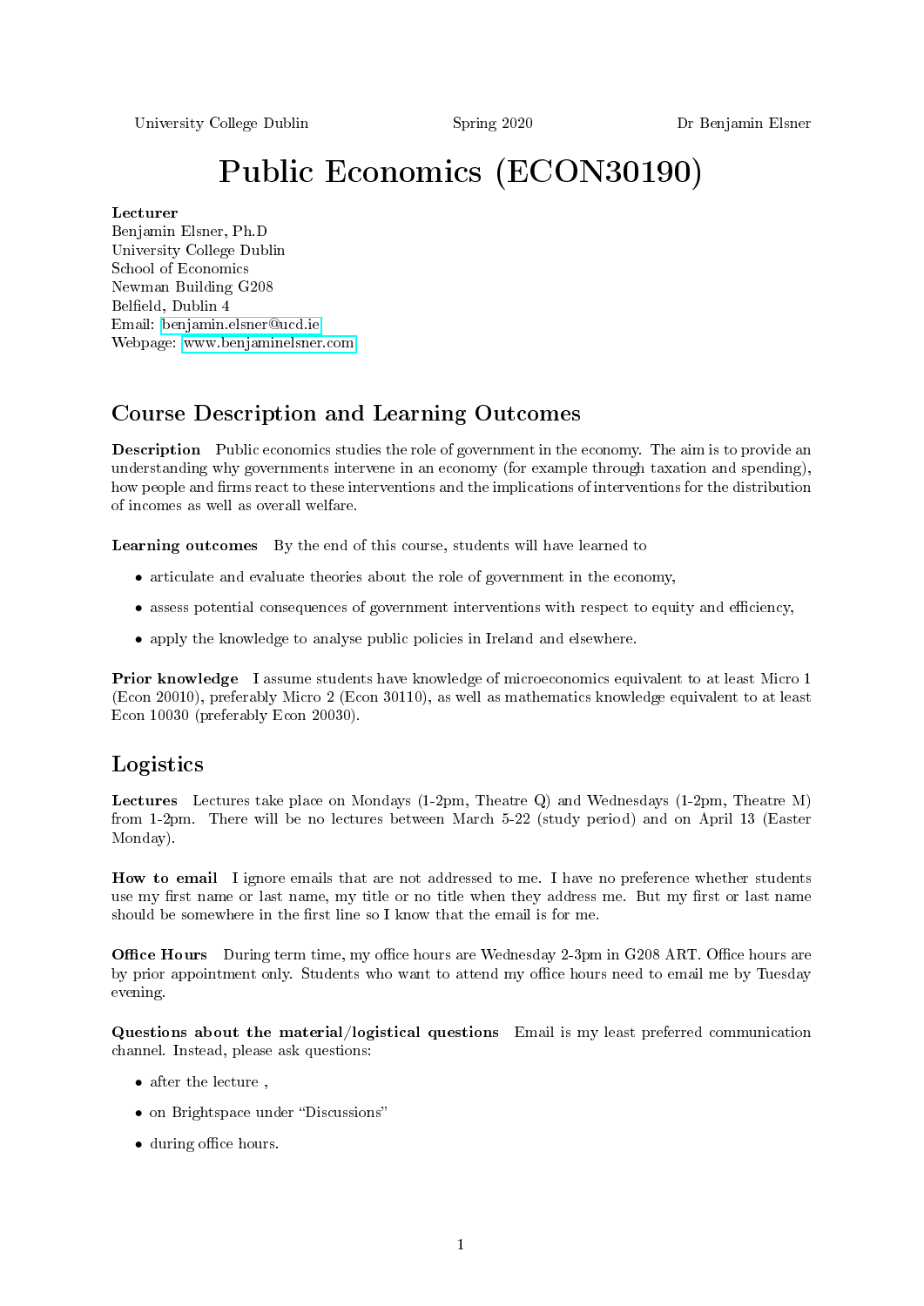University College Dublin Spring 2020 Dr Benjamin Elsner

# Public Economics (ECON30190)

**Lecturer**
Benjamin Elsner, Ph.D
University College Dublin
School of Economics
Newman Building G208
Belfield, Dublin 4
Email: benjamin.elsner@ucd.ie
Webpage: www.benjaminelsner.com

## Course Description and Learning Outcomes

**Description** Public economics studies the role of government in the economy. The aim is to provide an understanding why governments intervene in an economy (for example through taxation and spending), how people and firms react to these interventions and the implications of interventions for the distribution of incomes as well as overall welfare.

**Learning outcomes** By the end of this course, students will have learned to

- articulate and evaluate theories about the role of government in the economy,
- assess potential consequences of government interventions with respect to equity and efficiency,
- apply the knowledge to analyse public policies in Ireland and elsewhere.

**Prior knowledge** I assume students have knowledge of microeconomics equivalent to at least Micro 1 (Econ 20010), preferably Micro 2 (Econ 30110), as well as mathematics knowledge equivalent to at least Econ 10030 (preferably Econ 20030).

## Logistics

**Lectures** Lectures take place on Mondays (1-2pm, Theatre Q) and Wednesdays (1-2pm, Theatre M) from 1-2pm. There will be no lectures between March 5-22 (study period) and on April 13 (Easter Monday).

**How to email** I ignore emails that are not addressed to me. I have no preference whether students use my first name or last name, my title or no title when they address me. But my first or last name should be somewhere in the first line so I know that the email is for me.

**Office Hours** During term time, my office hours are Wednesday 2-3pm in G208 ART. Office hours are by prior appointment only. Students who want to attend my office hours need to email me by Tuesday evening.

**Questions about the material/logistical questions** Email is my least preferred communication channel. Instead, please ask questions:

- after the lecture ,
- on Brightspace under "Discussions"
- during office hours.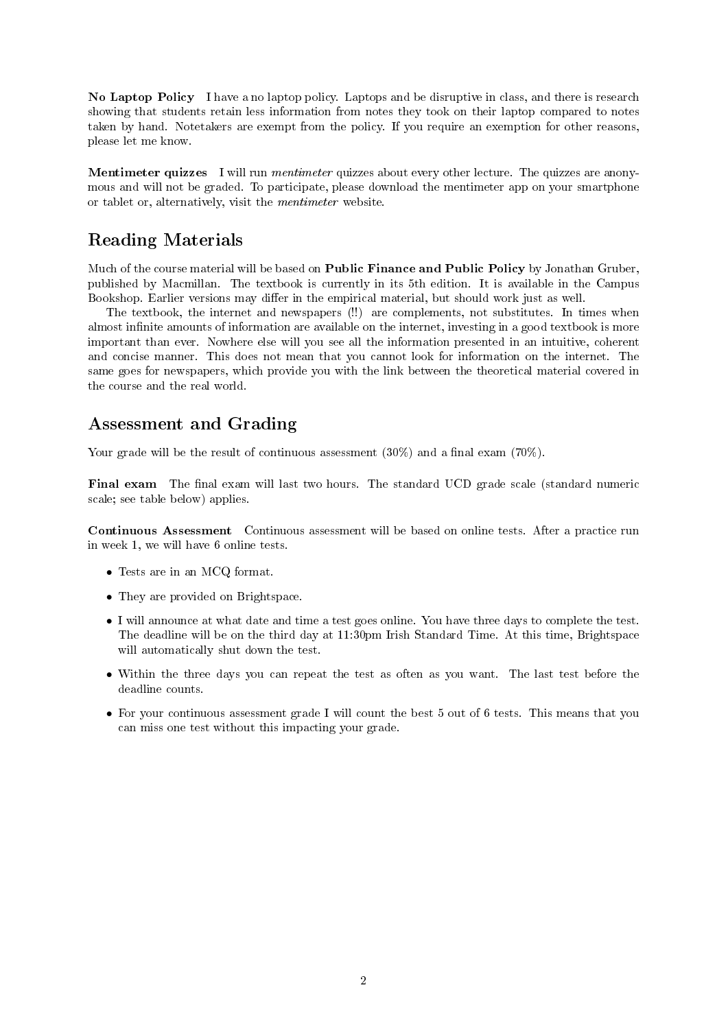**No Laptop Policy** I have a no laptop policy. Laptops and be disruptive in class, and there is research showing that students retain less information from notes they took on their laptop compared to notes taken by hand. Notetakers are exempt from the policy. If you require an exemption for other reasons, please let me know.

**Mentimeter quizzes** I will run *mentimeter* quizzes about every other lecture. The quizzes are anonymous and will not be graded. To participate, please download the mentimeter app on your smartphone or tablet or, alternatively, visit the *mentimeter* website.

## Reading Materials

Much of the course material will be based on **Public Finance and Public Policy** by Jonathan Gruber, published by Macmillan. The textbook is currently in its 5th edition. It is available in the Campus Bookshop. Earlier versions may differ in the empirical material, but should work just as well.

The textbook, the internet and newspapers (!!) are complements, not substitutes. In times when almost infinite amounts of information are available on the internet, investing in a good textbook is more important than ever. Nowhere else will you see all the information presented in an intuitive, coherent and concise manner. This does not mean that you cannot look for information on the internet. The same goes for newspapers, which provide you with the link between the theoretical material covered in the course and the real world.

## Assessment and Grading

Your grade will be the result of continuous assessment (30%) and a final exam (70%).

**Final exam** The final exam will last two hours. The standard UCD grade scale (standard numeric scale; see table below) applies.

**Continuous Assessment** Continuous assessment will be based on online tests. After a practice run in week 1, we will have 6 online tests.

- Tests are in an MCQ format.
- They are provided on Brightspace.
- I will announce at what date and time a test goes online. You have three days to complete the test. The deadline will be on the third day at 11:30pm Irish Standard Time. At this time, Brightspace will automatically shut down the test.
- Within the three days you can repeat the test as often as you want. The last test before the deadline counts.
- For your continuous assessment grade I will count the best 5 out of 6 tests. This means that you can miss one test without this impacting your grade.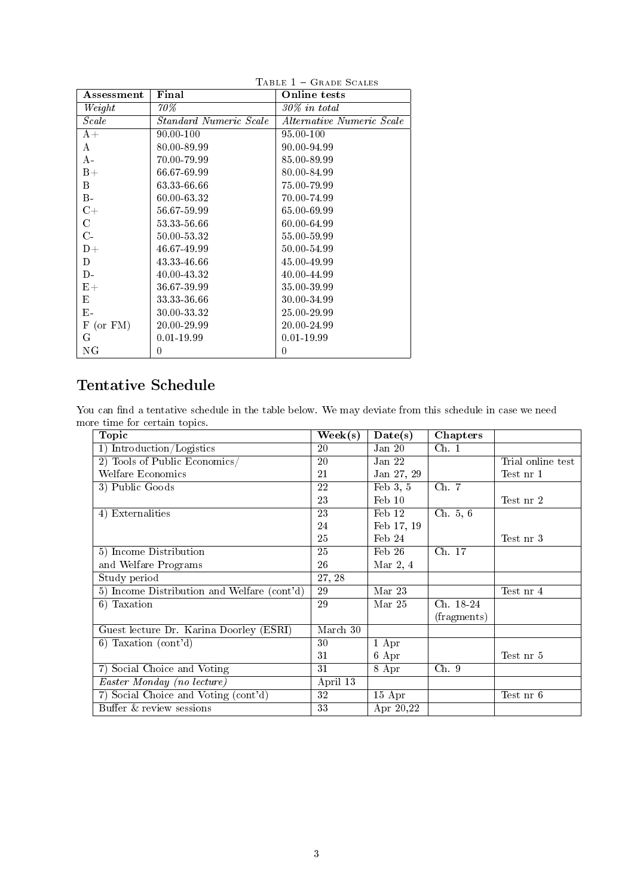Table 1 – Grade Scales

| Assessment | Final | Online tests |
|---|---|---|
| *Weight* | *70%* | *30% in total* |
| *Scale* | *Standard Numeric Scale* | *Alternative Numeric Scale* |
| A+ | 90.00-100 | 95.00-100 |
| A | 80.00-89.99 | 90.00-94.99 |
| A- | 70.00-79.99 | 85.00-89.99 |
| B+ | 66.67-69.99 | 80.00-84.99 |
| B | 63.33-66.66 | 75.00-79.99 |
| B- | 60.00-63.32 | 70.00-74.99 |
| C+ | 56.67-59.99 | 65.00-69.99 |
| C | 53.33-56.66 | 60.00-64.99 |
| C- | 50.00-53.32 | 55.00-59.99 |
| D+ | 46.67-49.99 | 50.00-54.99 |
| D | 43.33-46.66 | 45.00-49.99 |
| D- | 40.00-43.32 | 40.00-44.99 |
| E+ | 36.67-39.99 | 35.00-39.99 |
| E | 33.33-36.66 | 30.00-34.99 |
| E- | 30.00-33.32 | 25.00-29.99 |
| F (or FM) | 20.00-29.99 | 20.00-24.99 |
| G | 0.01-19.99 | 0.01-19.99 |
| NG | 0 | 0 |

## Tentative Schedule

You can find a tentative schedule in the table below. We may deviate from this schedule in case we need more time for certain topics.

| Topic | Week(s) | Date(s) | Chapters | |
|---|---|---|---|---|
| 1) Introduction/Logistics | 20 | Jan 20 | Ch. 1 | |
| 2) Tools of Public Economics/ | 20 | Jan 22 | | Trial online test |
| Welfare Economics | 21 | Jan 27, 29 | | Test nr 1 |
| 3) Public Goods | 22 | Feb 3, 5 | Ch. 7 | |
| | 23 | Feb 10 | | Test nr 2 |
| 4) Externalities | 23 | Feb 12 | Ch. 5, 6 | |
| | 24 | Feb 17, 19 | | |
| | 25 | Feb 24 | | Test nr 3 |
| 5) Income Distribution | 25 | Feb 26 | Ch. 17 | |
| and Welfare Programs | 26 | Mar 2, 4 | | |
| Study period | 27, 28 | | | |
| 5) Income Distribution and Welfare (cont'd) | 29 | Mar 23 | | Test nr 4 |
| 6) Taxation | 29 | Mar 25 | Ch. 18-24 (fragments) | |
| Guest lecture Dr. Karina Doorley (ESRI) | March 30 | | | |
| 6) Taxation (cont'd) | 30 | 1 Apr | | |
| | 31 | 6 Apr | | Test nr 5 |
| 7) Social Choice and Voting | 31 | 8 Apr | Ch. 9 | |
| *Easter Monday (no lecture)* | April 13 | | | |
| 7) Social Choice and Voting (cont'd) | 32 | 15 Apr | | Test nr 6 |
| Buffer & review sessions | 33 | Apr 20,22 | | |